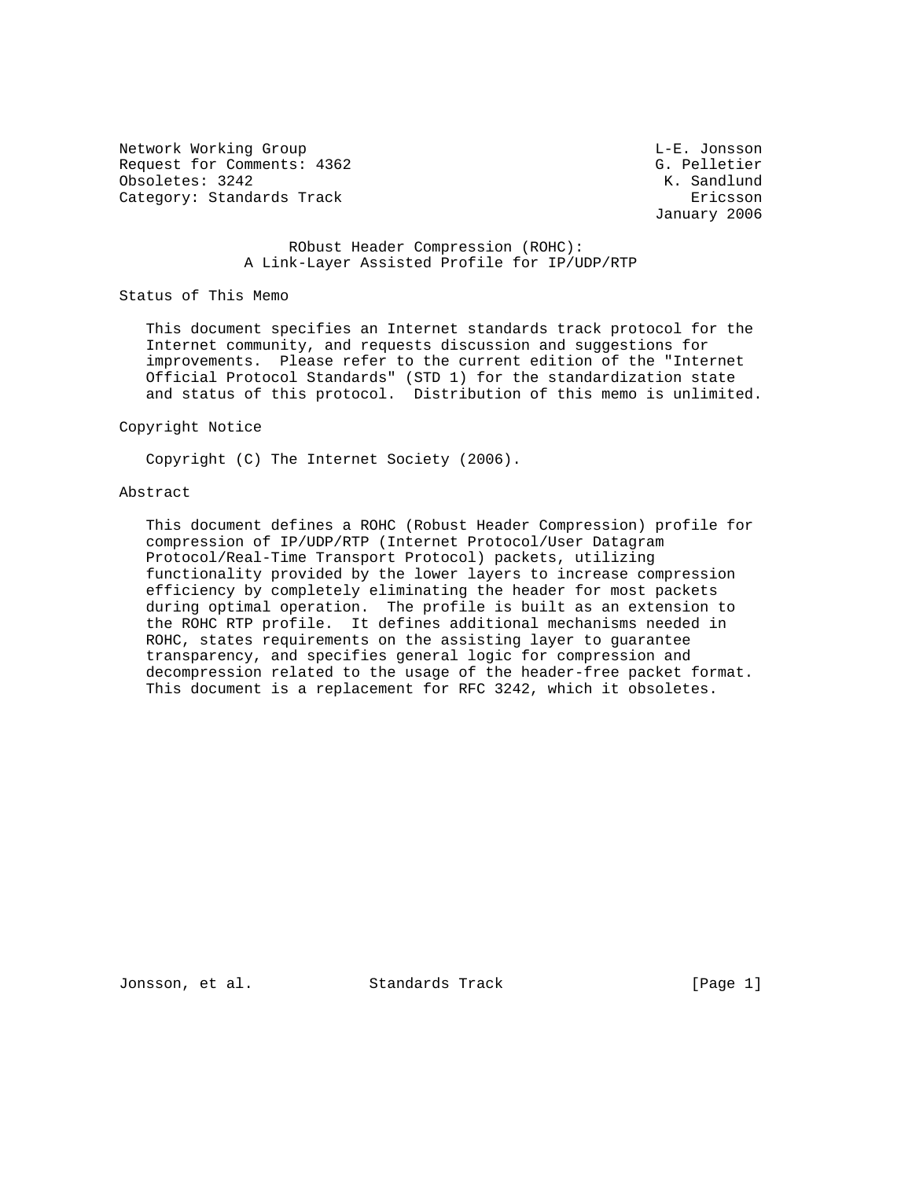Network Working Group L-E. Jonsson
Request for Comments: 4362 G. Pelletier
Obsoletes: 3242 K. Sandlund
Category: Standards Track Ericsson
January 2006

# RObust Header Compression (ROHC): A Link-Layer Assisted Profile for IP/UDP/RTP

## Status of This Memo

This document specifies an Internet standards track protocol for the Internet community, and requests discussion and suggestions for improvements. Please refer to the current edition of the "Internet Official Protocol Standards" (STD 1) for the standardization state and status of this protocol. Distribution of this memo is unlimited.

## Copyright Notice

Copyright (C) The Internet Society (2006).

## Abstract

This document defines a ROHC (Robust Header Compression) profile for compression of IP/UDP/RTP (Internet Protocol/User Datagram Protocol/Real-Time Transport Protocol) packets, utilizing functionality provided by the lower layers to increase compression efficiency by completely eliminating the header for most packets during optimal operation. The profile is built as an extension to the ROHC RTP profile. It defines additional mechanisms needed in ROHC, states requirements on the assisting layer to guarantee transparency, and specifies general logic for compression and decompression related to the usage of the header-free packet format. This document is a replacement for RFC 3242, which it obsoletes.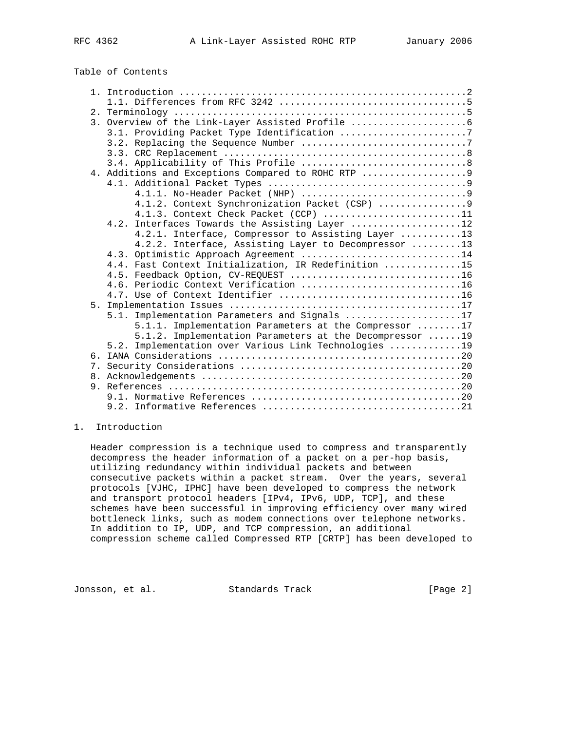Table of Contents

```
   1. Introduction ....................................................2
      1.1. Differences from RFC 3242 .................................5
   2. Terminology .....................................................5
   3. Overview of the Link-Layer Assisted Profile .....................6
      3.1. Providing Packet Type Identification .......................7
      3.2. Replacing the Sequence Number ..............................7
      3.3. CRC Replacement ............................................8
      3.4. Applicability of This Profile ..............................8
   4. Additions and Exceptions Compared to ROHC RTP ...................9
      4.1. Additional Packet Types ....................................9
           4.1.1. No-Header Packet (NHP) ..............................9
           4.1.2. Context Synchronization Packet (CSP) ................9
           4.1.3. Context Check Packet (CCP) .........................11
      4.2. Interfaces Towards the Assisting Layer ....................12
           4.2.1. Interface, Compressor to Assisting Layer ...........13
           4.2.2. Interface, Assisting Layer to Decompressor .........13
      4.3. Optimistic Approach Agreement .............................14
      4.4. Fast Context Initialization, IR Redefinition ..............15
      4.5. Feedback Option, CV-REQUEST ...............................16
      4.6. Periodic Context Verification .............................16
      4.7. Use of Context Identifier .................................16
   5. Implementation Issues ..........................................17
      5.1. Implementation Parameters and Signals .....................17
           5.1.1. Implementation Parameters at the Compressor ........17
           5.1.2. Implementation Parameters at the Decompressor ......19
      5.2. Implementation over Various Link Technologies .............19
   6. IANA Considerations ............................................20
   7. Security Considerations ........................................20
   8. Acknowledgements ...............................................20
   9. References .....................................................20
      9.1. Normative References ......................................20
      9.2. Informative References ....................................21
```

## 1. Introduction

Header compression is a technique used to compress and transparently decompress the header information of a packet on a per-hop basis, utilizing redundancy within individual packets and between consecutive packets within a packet stream. Over the years, several protocols [VJHC, IPHC] have been developed to compress the network and transport protocol headers [IPv4, IPv6, UDP, TCP], and these schemes have been successful in improving efficiency over many wired bottleneck links, such as modem connections over telephone networks. In addition to IP, UDP, and TCP compression, an additional compression scheme called Compressed RTP [CRTP] has been developed to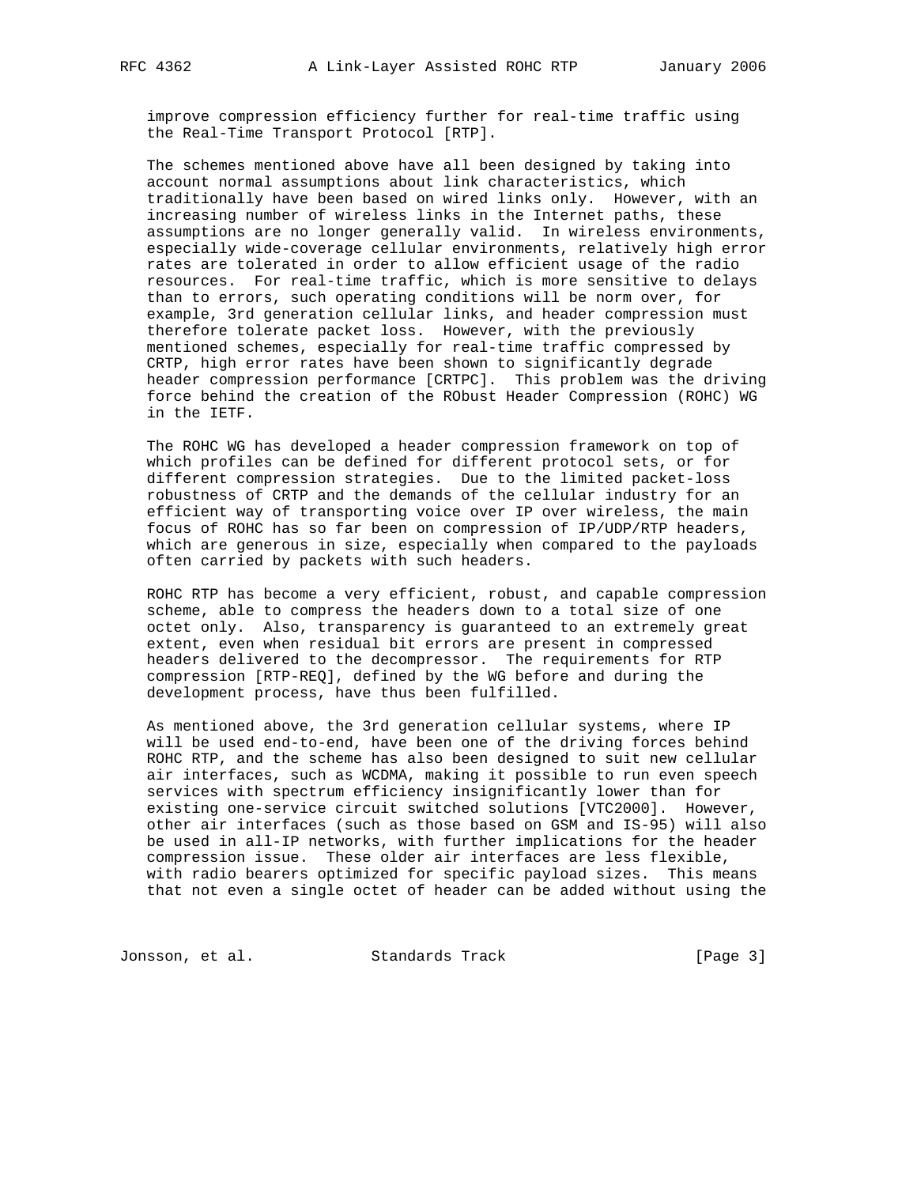improve compression efficiency further for real-time traffic using the Real-Time Transport Protocol [RTP].

The schemes mentioned above have all been designed by taking into account normal assumptions about link characteristics, which traditionally have been based on wired links only. However, with an increasing number of wireless links in the Internet paths, these assumptions are no longer generally valid. In wireless environments, especially wide-coverage cellular environments, relatively high error rates are tolerated in order to allow efficient usage of the radio resources. For real-time traffic, which is more sensitive to delays than to errors, such operating conditions will be norm over, for example, 3rd generation cellular links, and header compression must therefore tolerate packet loss. However, with the previously mentioned schemes, especially for real-time traffic compressed by CRTP, high error rates have been shown to significantly degrade header compression performance [CRTPC]. This problem was the driving force behind the creation of the RObust Header Compression (ROHC) WG in the IETF.

The ROHC WG has developed a header compression framework on top of which profiles can be defined for different protocol sets, or for different compression strategies. Due to the limited packet-loss robustness of CRTP and the demands of the cellular industry for an efficient way of transporting voice over IP over wireless, the main focus of ROHC has so far been on compression of IP/UDP/RTP headers, which are generous in size, especially when compared to the payloads often carried by packets with such headers.

ROHC RTP has become a very efficient, robust, and capable compression scheme, able to compress the headers down to a total size of one octet only. Also, transparency is guaranteed to an extremely great extent, even when residual bit errors are present in compressed headers delivered to the decompressor. The requirements for RTP compression [RTP-REQ], defined by the WG before and during the development process, have thus been fulfilled.

As mentioned above, the 3rd generation cellular systems, where IP will be used end-to-end, have been one of the driving forces behind ROHC RTP, and the scheme has also been designed to suit new cellular air interfaces, such as WCDMA, making it possible to run even speech services with spectrum efficiency insignificantly lower than for existing one-service circuit switched solutions [VTC2000]. However, other air interfaces (such as those based on GSM and IS-95) will also be used in all-IP networks, with further implications for the header compression issue. These older air interfaces are less flexible, with radio bearers optimized for specific payload sizes. This means that not even a single octet of header can be added without using the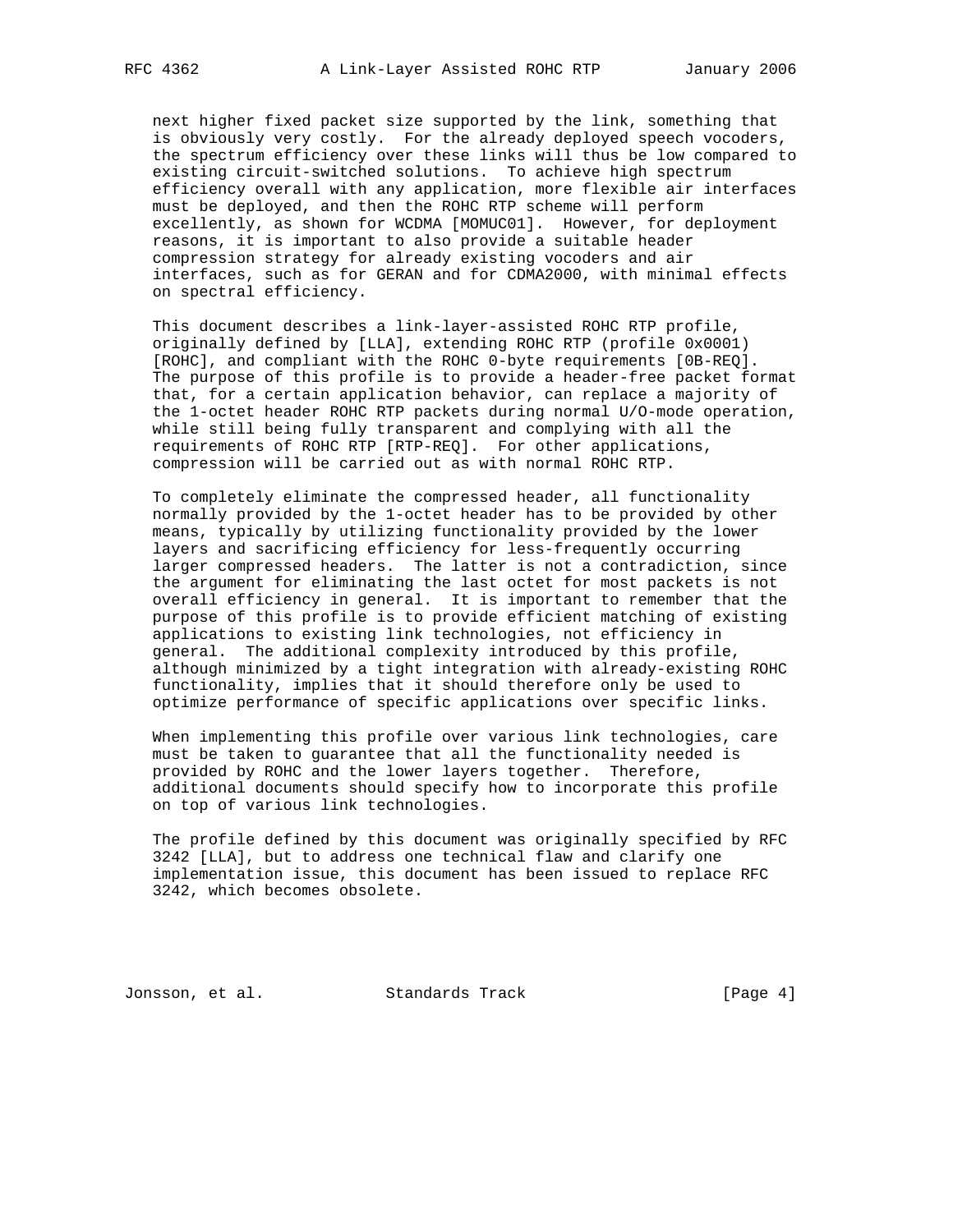next higher fixed packet size supported by the link, something that is obviously very costly. For the already deployed speech vocoders, the spectrum efficiency over these links will thus be low compared to existing circuit-switched solutions. To achieve high spectrum efficiency overall with any application, more flexible air interfaces must be deployed, and then the ROHC RTP scheme will perform excellently, as shown for WCDMA [MOMUC01]. However, for deployment reasons, it is important to also provide a suitable header compression strategy for already existing vocoders and air interfaces, such as for GERAN and for CDMA2000, with minimal effects on spectral efficiency.

This document describes a link-layer-assisted ROHC RTP profile, originally defined by [LLA], extending ROHC RTP (profile 0x0001) [ROHC], and compliant with the ROHC 0-byte requirements [0B-REQ]. The purpose of this profile is to provide a header-free packet format that, for a certain application behavior, can replace a majority of the 1-octet header ROHC RTP packets during normal U/O-mode operation, while still being fully transparent and complying with all the requirements of ROHC RTP [RTP-REQ]. For other applications, compression will be carried out as with normal ROHC RTP.

To completely eliminate the compressed header, all functionality normally provided by the 1-octet header has to be provided by other means, typically by utilizing functionality provided by the lower layers and sacrificing efficiency for less-frequently occurring larger compressed headers. The latter is not a contradiction, since the argument for eliminating the last octet for most packets is not overall efficiency in general. It is important to remember that the purpose of this profile is to provide efficient matching of existing applications to existing link technologies, not efficiency in general. The additional complexity introduced by this profile, although minimized by a tight integration with already-existing ROHC functionality, implies that it should therefore only be used to optimize performance of specific applications over specific links.

When implementing this profile over various link technologies, care must be taken to guarantee that all the functionality needed is provided by ROHC and the lower layers together. Therefore, additional documents should specify how to incorporate this profile on top of various link technologies.

The profile defined by this document was originally specified by RFC 3242 [LLA], but to address one technical flaw and clarify one implementation issue, this document has been issued to replace RFC 3242, which becomes obsolete.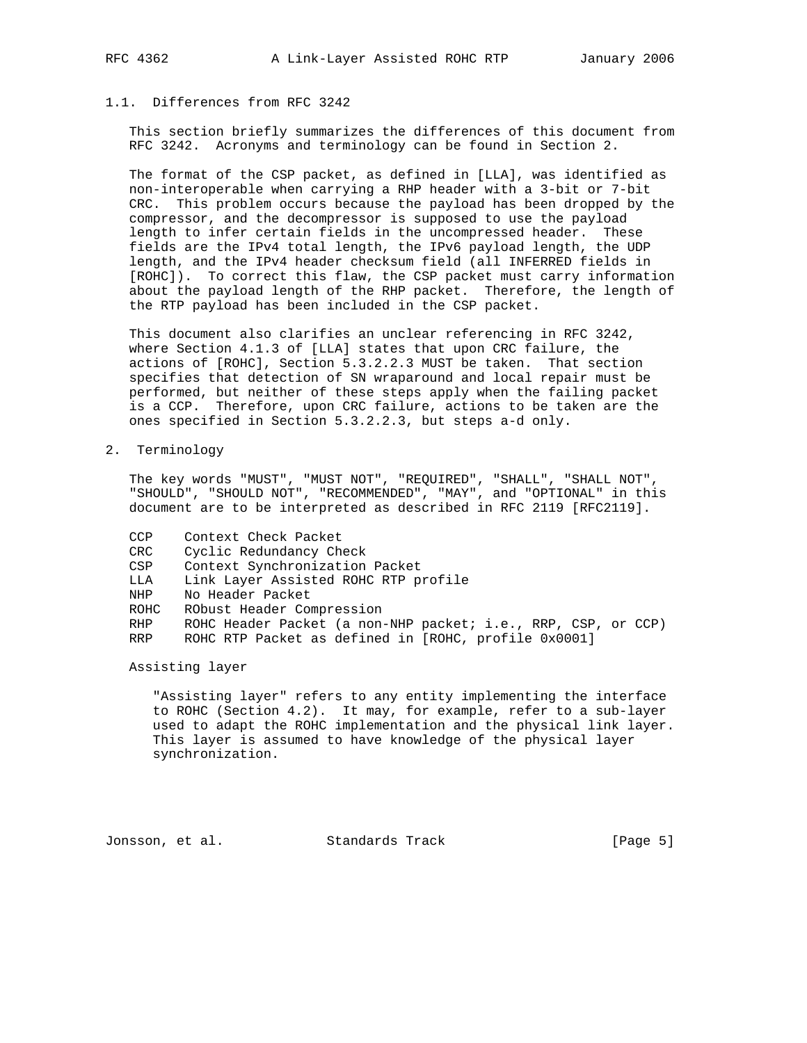### 1.1. Differences from RFC 3242

This section briefly summarizes the differences of this document from RFC 3242. Acronyms and terminology can be found in Section 2.

The format of the CSP packet, as defined in [LLA], was identified as non-interoperable when carrying a RHP header with a 3-bit or 7-bit CRC. This problem occurs because the payload has been dropped by the compressor, and the decompressor is supposed to use the payload length to infer certain fields in the uncompressed header. These fields are the IPv4 total length, the IPv6 payload length, the UDP length, and the IPv4 header checksum field (all INFERRED fields in [ROHC]). To correct this flaw, the CSP packet must carry information about the payload length of the RHP packet. Therefore, the length of the RTP payload has been included in the CSP packet.

This document also clarifies an unclear referencing in RFC 3242, where Section 4.1.3 of [LLA] states that upon CRC failure, the actions of [ROHC], Section 5.3.2.2.3 MUST be taken. That section specifies that detection of SN wraparound and local repair must be performed, but neither of these steps apply when the failing packet is a CCP. Therefore, upon CRC failure, actions to be taken are the ones specified in Section 5.3.2.2.3, but steps a-d only.

## 2. Terminology

The key words "MUST", "MUST NOT", "REQUIRED", "SHALL", "SHALL NOT", "SHOULD", "SHOULD NOT", "RECOMMENDED", "MAY", and "OPTIONAL" in this document are to be interpreted as described in RFC 2119 [RFC2119].

```
CCP    Context Check Packet
CRC    Cyclic Redundancy Check
CSP    Context Synchronization Packet
LLA    Link Layer Assisted ROHC RTP profile
NHP    No Header Packet
ROHC   RObust Header Compression
RHP    ROHC Header Packet (a non-NHP packet; i.e., RRP, CSP, or CCP)
RRP    ROHC RTP Packet as defined in [ROHC, profile 0x0001]
```

Assisting layer

"Assisting layer" refers to any entity implementing the interface to ROHC (Section 4.2). It may, for example, refer to a sub-layer used to adapt the ROHC implementation and the physical link layer. This layer is assumed to have knowledge of the physical layer synchronization.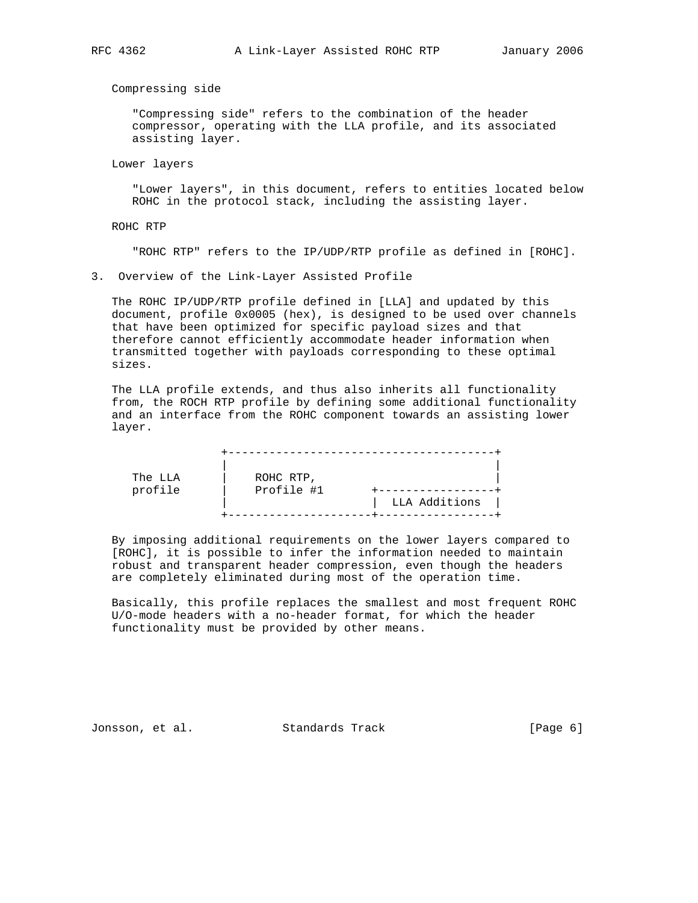Compressing side

"Compressing side" refers to the combination of the header compressor, operating with the LLA profile, and its associated assisting layer.

Lower layers

"Lower layers", in this document, refers to entities located below ROHC in the protocol stack, including the assisting layer.

ROHC RTP

"ROHC RTP" refers to the IP/UDP/RTP profile as defined in [ROHC].

## 3. Overview of the Link-Layer Assisted Profile

The ROHC IP/UDP/RTP profile defined in [LLA] and updated by this document, profile 0x0005 (hex), is designed to be used over channels that have been optimized for specific payload sizes and that therefore cannot efficiently accommodate header information when transmitted together with payloads corresponding to these optimal sizes.

The LLA profile extends, and thus also inherits all functionality from, the ROCH RTP profile by defining some additional functionality and an interface from the ROHC component towards an assisting lower layer.

```
              +---------------------------------------+
              |                                       |
   The LLA    |    ROHC RTP,                          |
   profile    |    Profile #1       +-----------------+
              |                     |  LLA Additions  |
              +---------------------+-----------------+
```

By imposing additional requirements on the lower layers compared to [ROHC], it is possible to infer the information needed to maintain robust and transparent header compression, even though the headers are completely eliminated during most of the operation time.

Basically, this profile replaces the smallest and most frequent ROHC U/O-mode headers with a no-header format, for which the header functionality must be provided by other means.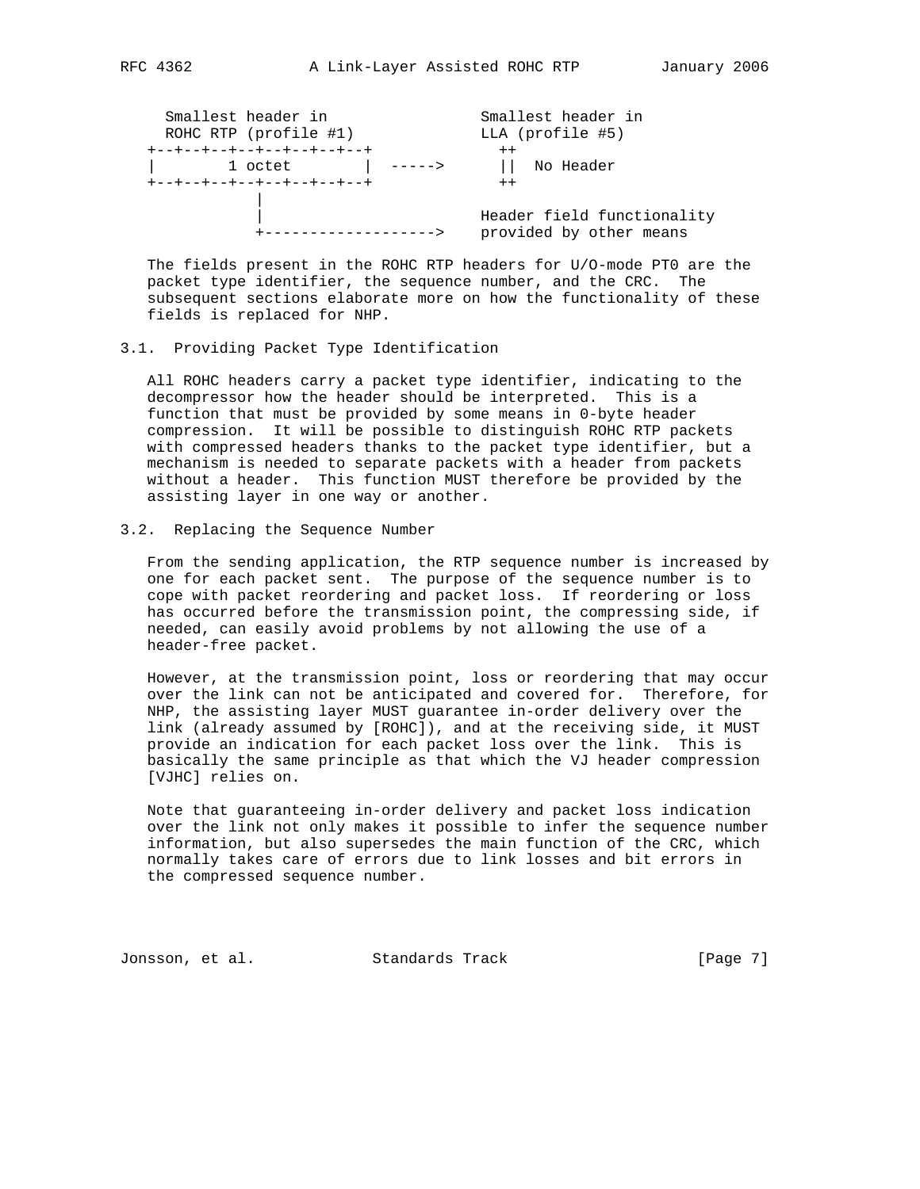```
  Smallest header in                 Smallest header in
  ROHC RTP (profile #1)              LLA (profile #5)
+--+--+--+--+--+--+--+--+              ++
|       1 octet         |  ----->      ||  No Header
+--+--+--+--+--+--+--+--+              ++
            |
            |                        Header field functionality
            +------------------->    provided by other means
```

The fields present in the ROHC RTP headers for U/O-mode PT0 are the packet type identifier, the sequence number, and the CRC. The subsequent sections elaborate more on how the functionality of these fields is replaced for NHP.

## 3.1. Providing Packet Type Identification

All ROHC headers carry a packet type identifier, indicating to the decompressor how the header should be interpreted. This is a function that must be provided by some means in 0-byte header compression. It will be possible to distinguish ROHC RTP packets with compressed headers thanks to the packet type identifier, but a mechanism is needed to separate packets with a header from packets without a header. This function MUST therefore be provided by the assisting layer in one way or another.

## 3.2. Replacing the Sequence Number

From the sending application, the RTP sequence number is increased by one for each packet sent. The purpose of the sequence number is to cope with packet reordering and packet loss. If reordering or loss has occurred before the transmission point, the compressing side, if needed, can easily avoid problems by not allowing the use of a header-free packet.

However, at the transmission point, loss or reordering that may occur over the link can not be anticipated and covered for. Therefore, for NHP, the assisting layer MUST guarantee in-order delivery over the link (already assumed by [ROHC]), and at the receiving side, it MUST provide an indication for each packet loss over the link. This is basically the same principle as that which the VJ header compression [VJHC] relies on.

Note that guaranteeing in-order delivery and packet loss indication over the link not only makes it possible to infer the sequence number information, but also supersedes the main function of the CRC, which normally takes care of errors due to link losses and bit errors in the compressed sequence number.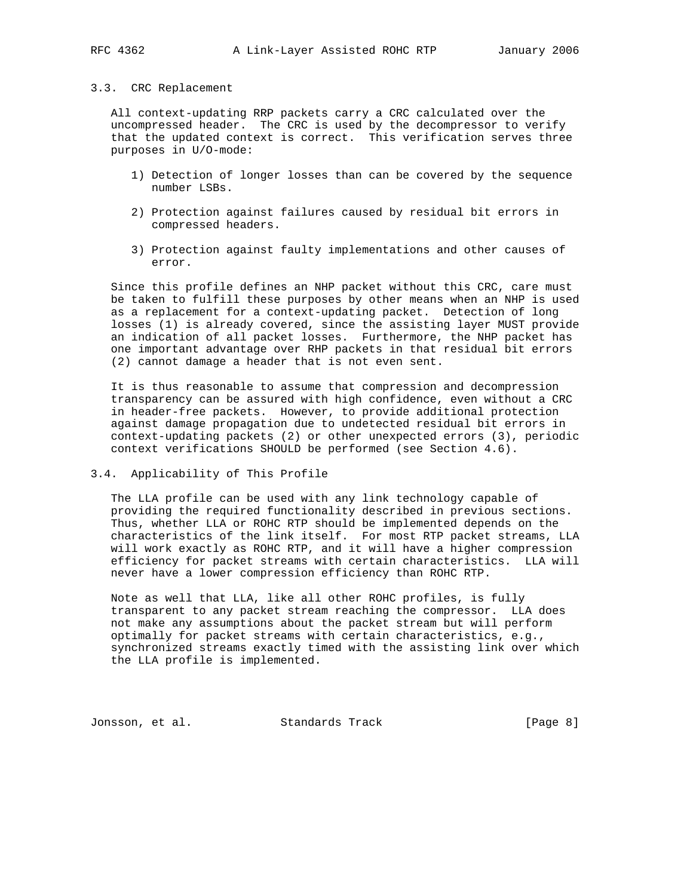### 3.3. CRC Replacement

All context-updating RRP packets carry a CRC calculated over the uncompressed header. The CRC is used by the decompressor to verify that the updated context is correct. This verification serves three purposes in U/O-mode:

1) Detection of longer losses than can be covered by the sequence number LSBs.

2) Protection against failures caused by residual bit errors in compressed headers.

3) Protection against faulty implementations and other causes of error.

Since this profile defines an NHP packet without this CRC, care must be taken to fulfill these purposes by other means when an NHP is used as a replacement for a context-updating packet. Detection of long losses (1) is already covered, since the assisting layer MUST provide an indication of all packet losses. Furthermore, the NHP packet has one important advantage over RHP packets in that residual bit errors (2) cannot damage a header that is not even sent.

It is thus reasonable to assume that compression and decompression transparency can be assured with high confidence, even without a CRC in header-free packets. However, to provide additional protection against damage propagation due to undetected residual bit errors in context-updating packets (2) or other unexpected errors (3), periodic context verifications SHOULD be performed (see Section 4.6).

### 3.4. Applicability of This Profile

The LLA profile can be used with any link technology capable of providing the required functionality described in previous sections. Thus, whether LLA or ROHC RTP should be implemented depends on the characteristics of the link itself. For most RTP packet streams, LLA will work exactly as ROHC RTP, and it will have a higher compression efficiency for packet streams with certain characteristics. LLA will never have a lower compression efficiency than ROHC RTP.

Note as well that LLA, like all other ROHC profiles, is fully transparent to any packet stream reaching the compressor. LLA does not make any assumptions about the packet stream but will perform optimally for packet streams with certain characteristics, e.g., synchronized streams exactly timed with the assisting link over which the LLA profile is implemented.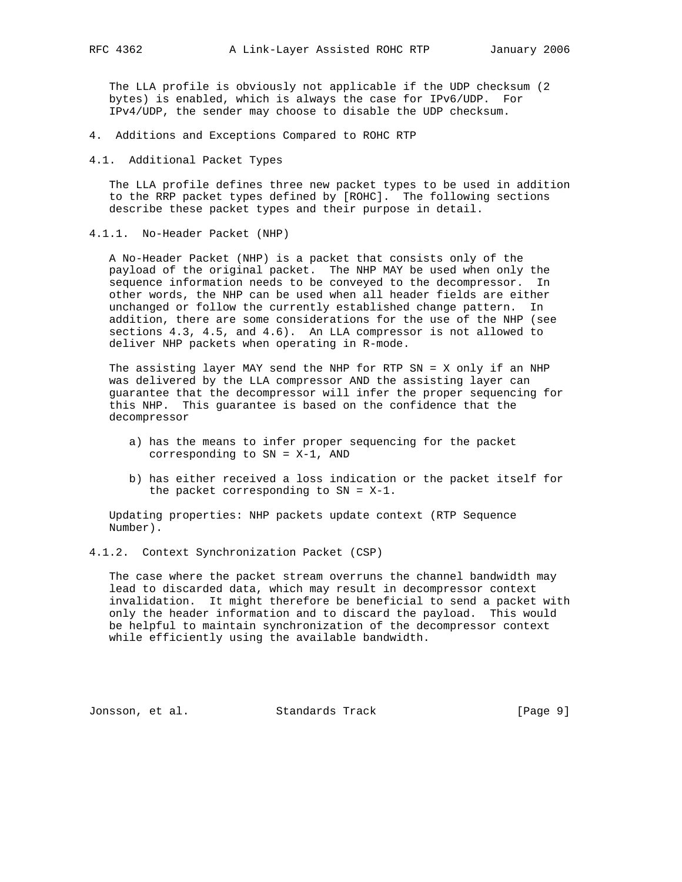The LLA profile is obviously not applicable if the UDP checksum (2 bytes) is enabled, which is always the case for IPv6/UDP. For IPv4/UDP, the sender may choose to disable the UDP checksum.

# 4. Additions and Exceptions Compared to ROHC RTP

## 4.1. Additional Packet Types

The LLA profile defines three new packet types to be used in addition to the RRP packet types defined by [ROHC]. The following sections describe these packet types and their purpose in detail.

### 4.1.1. No-Header Packet (NHP)

A No-Header Packet (NHP) is a packet that consists only of the payload of the original packet. The NHP MAY be used when only the sequence information needs to be conveyed to the decompressor. In other words, the NHP can be used when all header fields are either unchanged or follow the currently established change pattern. In addition, there are some considerations for the use of the NHP (see sections 4.3, 4.5, and 4.6). An LLA compressor is not allowed to deliver NHP packets when operating in R-mode.

The assisting layer MAY send the NHP for RTP SN = X only if an NHP was delivered by the LLA compressor AND the assisting layer can guarantee that the decompressor will infer the proper sequencing for this NHP. This guarantee is based on the confidence that the decompressor

a) has the means to infer proper sequencing for the packet corresponding to SN = X-1, AND

b) has either received a loss indication or the packet itself for the packet corresponding to SN = X-1.

Updating properties: NHP packets update context (RTP Sequence Number).

### 4.1.2. Context Synchronization Packet (CSP)

The case where the packet stream overruns the channel bandwidth may lead to discarded data, which may result in decompressor context invalidation. It might therefore be beneficial to send a packet with only the header information and to discard the payload. This would be helpful to maintain synchronization of the decompressor context while efficiently using the available bandwidth.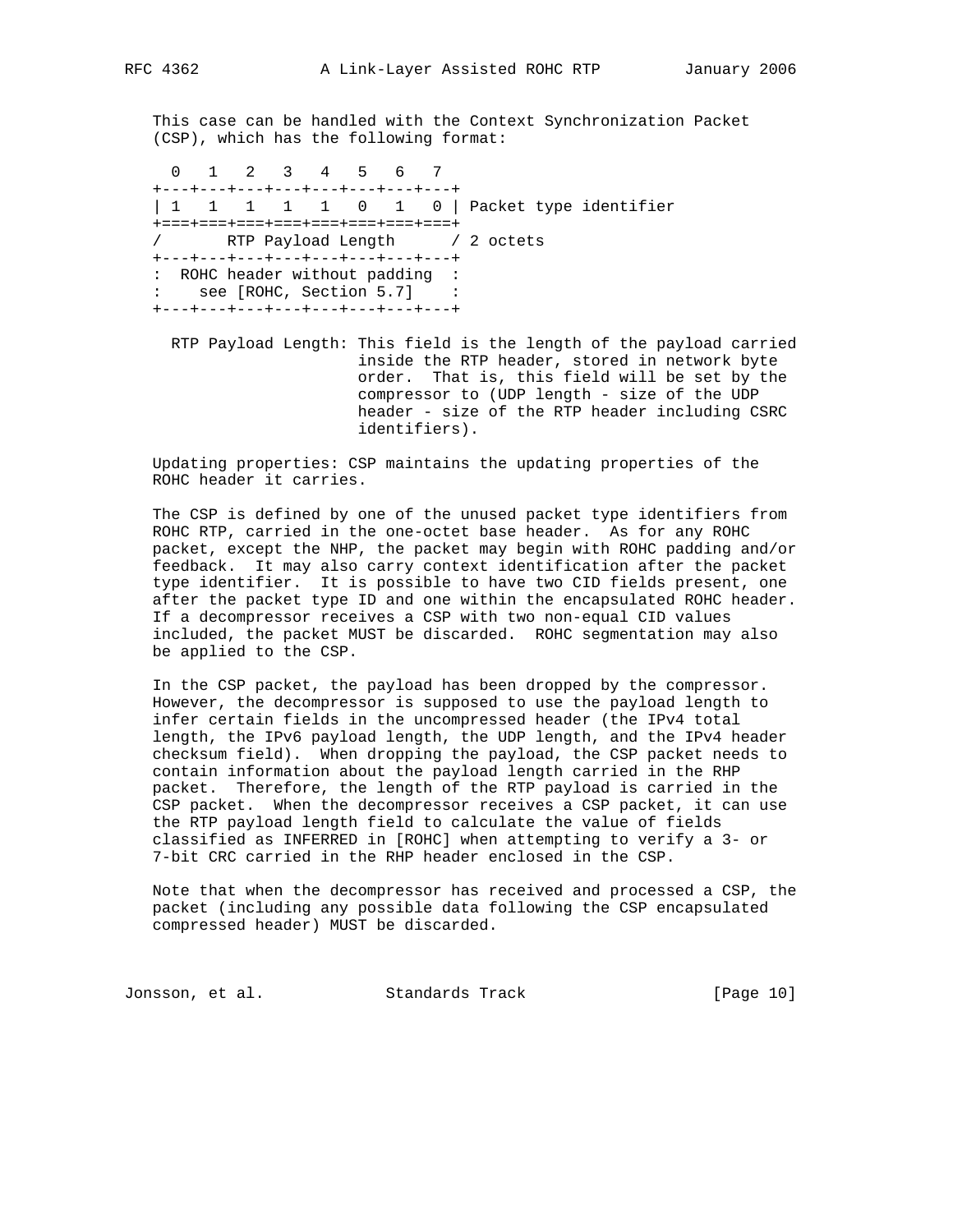This case can be handled with the Context Synchronization Packet (CSP), which has the following format:

```
  0   1   2   3   4   5   6   7
+---+---+---+---+---+---+---+---+
| 1   1   1   1   1   0   1   0 | Packet type identifier
+===+===+===+===+===+===+===+===+
/       RTP Payload Length      / 2 octets
+---+---+---+---+---+---+---+---+
:  ROHC header without padding  :
:    see [ROHC, Section 5.7]    :
+---+---+---+---+---+---+---+---+
```

RTP Payload Length: This field is the length of the payload carried inside the RTP header, stored in network byte order. That is, this field will be set by the compressor to (UDP length - size of the UDP header - size of the RTP header including CSRC identifiers).

Updating properties: CSP maintains the updating properties of the ROHC header it carries.

The CSP is defined by one of the unused packet type identifiers from ROHC RTP, carried in the one-octet base header. As for any ROHC packet, except the NHP, the packet may begin with ROHC padding and/or feedback. It may also carry context identification after the packet type identifier. It is possible to have two CID fields present, one after the packet type ID and one within the encapsulated ROHC header. If a decompressor receives a CSP with two non-equal CID values included, the packet MUST be discarded. ROHC segmentation may also be applied to the CSP.

In the CSP packet, the payload has been dropped by the compressor. However, the decompressor is supposed to use the payload length to infer certain fields in the uncompressed header (the IPv4 total length, the IPv6 payload length, the UDP length, and the IPv4 header checksum field). When dropping the payload, the CSP packet needs to contain information about the payload length carried in the RHP packet. Therefore, the length of the RTP payload is carried in the CSP packet. When the decompressor receives a CSP packet, it can use the RTP payload length field to calculate the value of fields classified as INFERRED in [ROHC] when attempting to verify a 3- or 7-bit CRC carried in the RHP header enclosed in the CSP.

Note that when the decompressor has received and processed a CSP, the packet (including any possible data following the CSP encapsulated compressed header) MUST be discarded.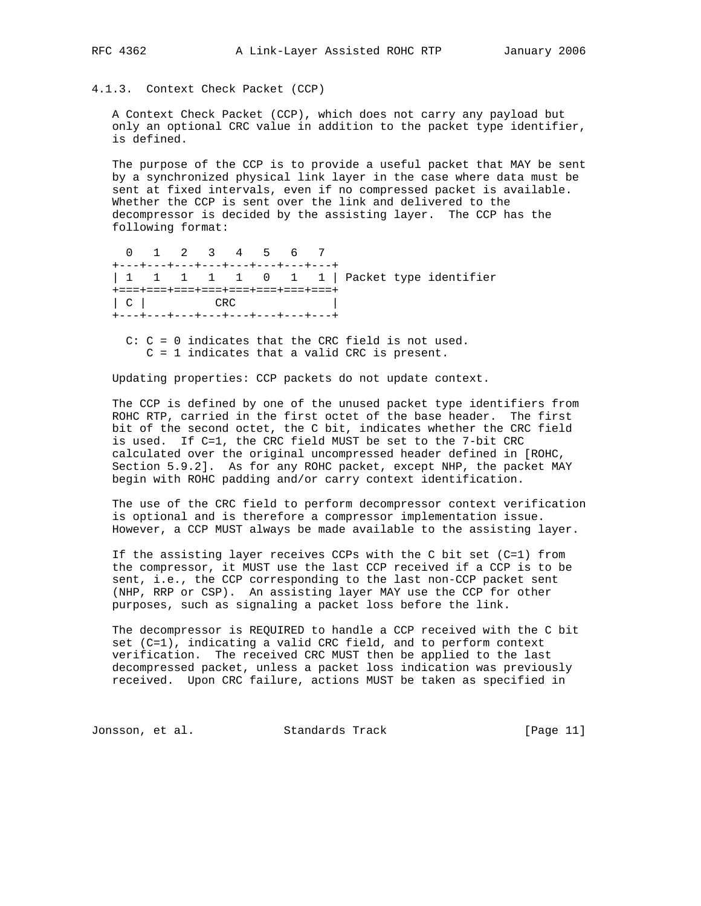### 4.1.3. Context Check Packet (CCP)

A Context Check Packet (CCP), which does not carry any payload but only an optional CRC value in addition to the packet type identifier, is defined.

The purpose of the CCP is to provide a useful packet that MAY be sent by a synchronized physical link layer in the case where data must be sent at fixed intervals, even if no compressed packet is available. Whether the CCP is sent over the link and delivered to the decompressor is decided by the assisting layer. The CCP has the following format:

```
  0   1   2   3   4   5   6   7
+---+---+---+---+---+---+---+---+
| 1   1   1   1   1   0   1   1 | Packet type identifier
+===+===+===+===+===+===+===+===+
| C |          CRC              |
+---+---+---+---+---+---+---+---+
```

C: C = 0 indicates that the CRC field is not used.
   C = 1 indicates that a valid CRC is present.

Updating properties: CCP packets do not update context.

The CCP is defined by one of the unused packet type identifiers from ROHC RTP, carried in the first octet of the base header. The first bit of the second octet, the C bit, indicates whether the CRC field is used. If C=1, the CRC field MUST be set to the 7-bit CRC calculated over the original uncompressed header defined in [ROHC, Section 5.9.2]. As for any ROHC packet, except NHP, the packet MAY begin with ROHC padding and/or carry context identification.

The use of the CRC field to perform decompressor context verification is optional and is therefore a compressor implementation issue. However, a CCP MUST always be made available to the assisting layer.

If the assisting layer receives CCPs with the C bit set (C=1) from the compressor, it MUST use the last CCP received if a CCP is to be sent, i.e., the CCP corresponding to the last non-CCP packet sent (NHP, RRP or CSP). An assisting layer MAY use the CCP for other purposes, such as signaling a packet loss before the link.

The decompressor is REQUIRED to handle a CCP received with the C bit set (C=1), indicating a valid CRC field, and to perform context verification. The received CRC MUST then be applied to the last decompressed packet, unless a packet loss indication was previously received. Upon CRC failure, actions MUST be taken as specified in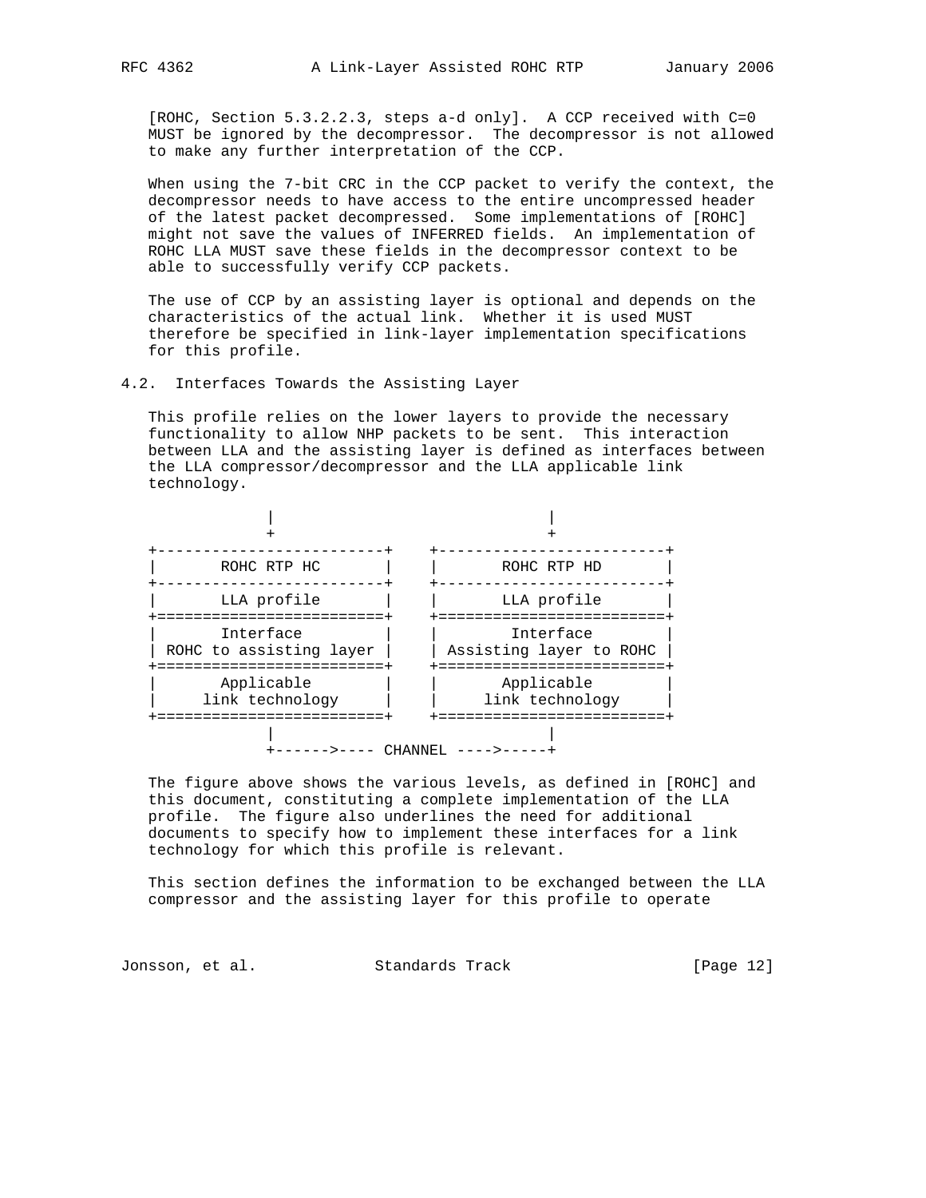[ROHC, Section 5.3.2.2.3, steps a-d only]. A CCP received with C=0 MUST be ignored by the decompressor. The decompressor is not allowed to make any further interpretation of the CCP.

When using the 7-bit CRC in the CCP packet to verify the context, the decompressor needs to have access to the entire uncompressed header of the latest packet decompressed. Some implementations of [ROHC] might not save the values of INFERRED fields. An implementation of ROHC LLA MUST save these fields in the decompressor context to be able to successfully verify CCP packets.

The use of CCP by an assisting layer is optional and depends on the characteristics of the actual link. Whether it is used MUST therefore be specified in link-layer implementation specifications for this profile.

## 4.2. Interfaces Towards the Assisting Layer

This profile relies on the lower layers to provide the necessary functionality to allow NHP packets to be sent. This interaction between LLA and the assisting layer is defined as interfaces between the LLA compressor/decompressor and the LLA applicable link technology.

```
             |                             |
             +                             +
+-------------------------+    +-------------------------+
|       ROHC RTP HC       |    |       ROHC RTP HD       |
+-------------------------+    +-------------------------+
|       LLA profile       |    |       LLA profile       |
+=========================+    +=========================+
|        Interface        |    |        Interface        |
| ROHC to assisting layer |    | Assisting layer to ROHC |
+=========================+    +=========================+
|       Applicable        |    |       Applicable        |
|     link technology     |    |     link technology     |
+=========================+    +=========================+
             |                             |
             +------>---- CHANNEL ---->-----+
```

The figure above shows the various levels, as defined in [ROHC] and this document, constituting a complete implementation of the LLA profile. The figure also underlines the need for additional documents to specify how to implement these interfaces for a link technology for which this profile is relevant.

This section defines the information to be exchanged between the LLA compressor and the assisting layer for this profile to operate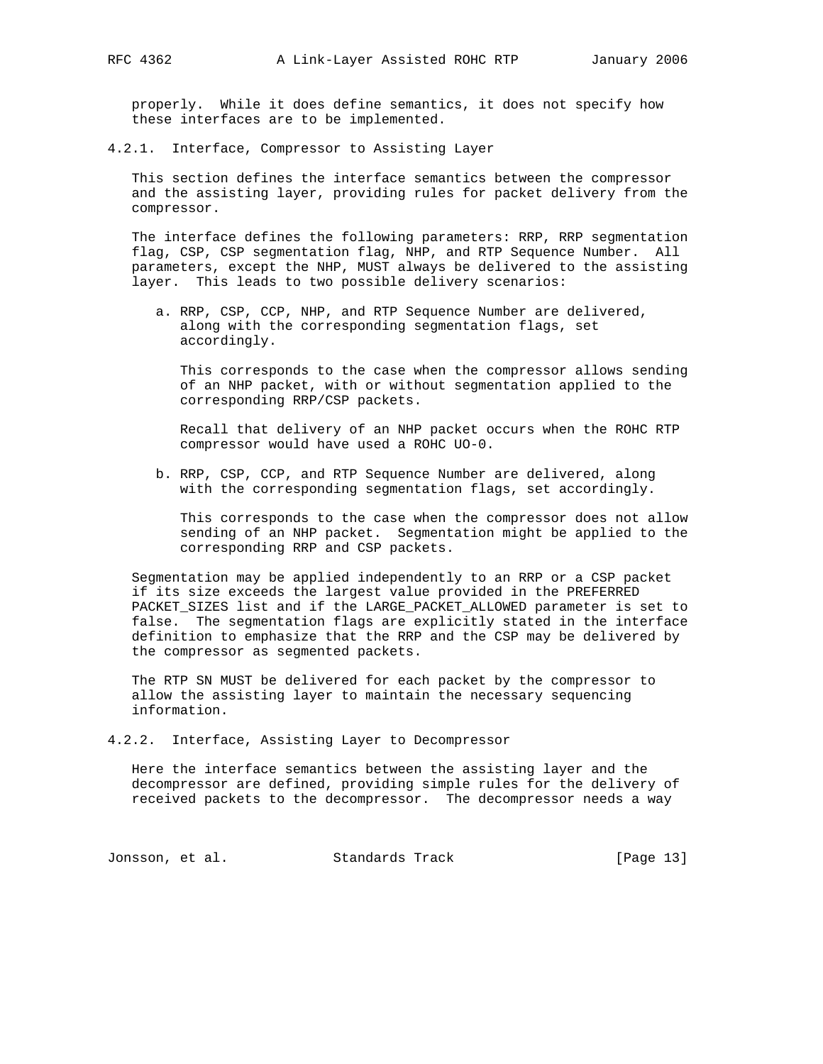properly. While it does define semantics, it does not specify how these interfaces are to be implemented.

### 4.2.1. Interface, Compressor to Assisting Layer

This section defines the interface semantics between the compressor and the assisting layer, providing rules for packet delivery from the compressor.

The interface defines the following parameters: RRP, RRP segmentation flag, CSP, CSP segmentation flag, NHP, and RTP Sequence Number. All parameters, except the NHP, MUST always be delivered to the assisting layer. This leads to two possible delivery scenarios:

a. RRP, CSP, CCP, NHP, and RTP Sequence Number are delivered, along with the corresponding segmentation flags, set accordingly.

   This corresponds to the case when the compressor allows sending of an NHP packet, with or without segmentation applied to the corresponding RRP/CSP packets.

   Recall that delivery of an NHP packet occurs when the ROHC RTP compressor would have used a ROHC UO-0.

b. RRP, CSP, CCP, and RTP Sequence Number are delivered, along with the corresponding segmentation flags, set accordingly.

   This corresponds to the case when the compressor does not allow sending of an NHP packet. Segmentation might be applied to the corresponding RRP and CSP packets.

Segmentation may be applied independently to an RRP or a CSP packet if its size exceeds the largest value provided in the PREFERRED PACKET_SIZES list and if the LARGE_PACKET_ALLOWED parameter is set to false. The segmentation flags are explicitly stated in the interface definition to emphasize that the RRP and the CSP may be delivered by the compressor as segmented packets.

The RTP SN MUST be delivered for each packet by the compressor to allow the assisting layer to maintain the necessary sequencing information.

### 4.2.2. Interface, Assisting Layer to Decompressor

Here the interface semantics between the assisting layer and the decompressor are defined, providing simple rules for the delivery of received packets to the decompressor. The decompressor needs a way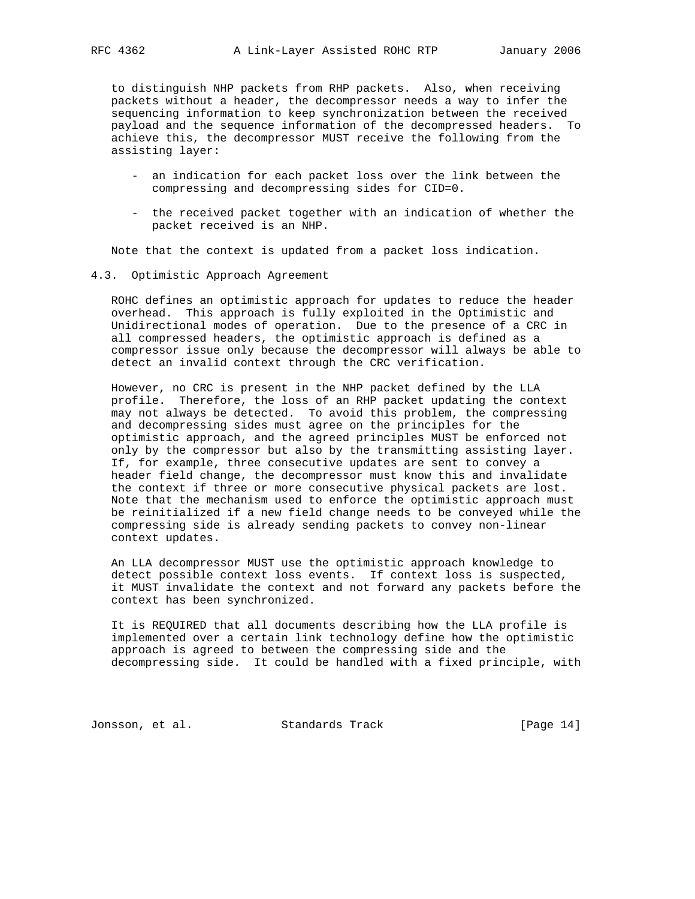to distinguish NHP packets from RHP packets. Also, when receiving packets without a header, the decompressor needs a way to infer the sequencing information to keep synchronization between the received payload and the sequence information of the decompressed headers. To achieve this, the decompressor MUST receive the following from the assisting layer:

- an indication for each packet loss over the link between the compressing and decompressing sides for CID=0.

- the received packet together with an indication of whether the packet received is an NHP.

Note that the context is updated from a packet loss indication.

### 4.3. Optimistic Approach Agreement

ROHC defines an optimistic approach for updates to reduce the header overhead. This approach is fully exploited in the Optimistic and Unidirectional modes of operation. Due to the presence of a CRC in all compressed headers, the optimistic approach is defined as a compressor issue only because the decompressor will always be able to detect an invalid context through the CRC verification.

However, no CRC is present in the NHP packet defined by the LLA profile. Therefore, the loss of an RHP packet updating the context may not always be detected. To avoid this problem, the compressing and decompressing sides must agree on the principles for the optimistic approach, and the agreed principles MUST be enforced not only by the compressor but also by the transmitting assisting layer. If, for example, three consecutive updates are sent to convey a header field change, the decompressor must know this and invalidate the context if three or more consecutive physical packets are lost. Note that the mechanism used to enforce the optimistic approach must be reinitialized if a new field change needs to be conveyed while the compressing side is already sending packets to convey non-linear context updates.

An LLA decompressor MUST use the optimistic approach knowledge to detect possible context loss events. If context loss is suspected, it MUST invalidate the context and not forward any packets before the context has been synchronized.

It is REQUIRED that all documents describing how the LLA profile is implemented over a certain link technology define how the optimistic approach is agreed to between the compressing side and the decompressing side. It could be handled with a fixed principle, with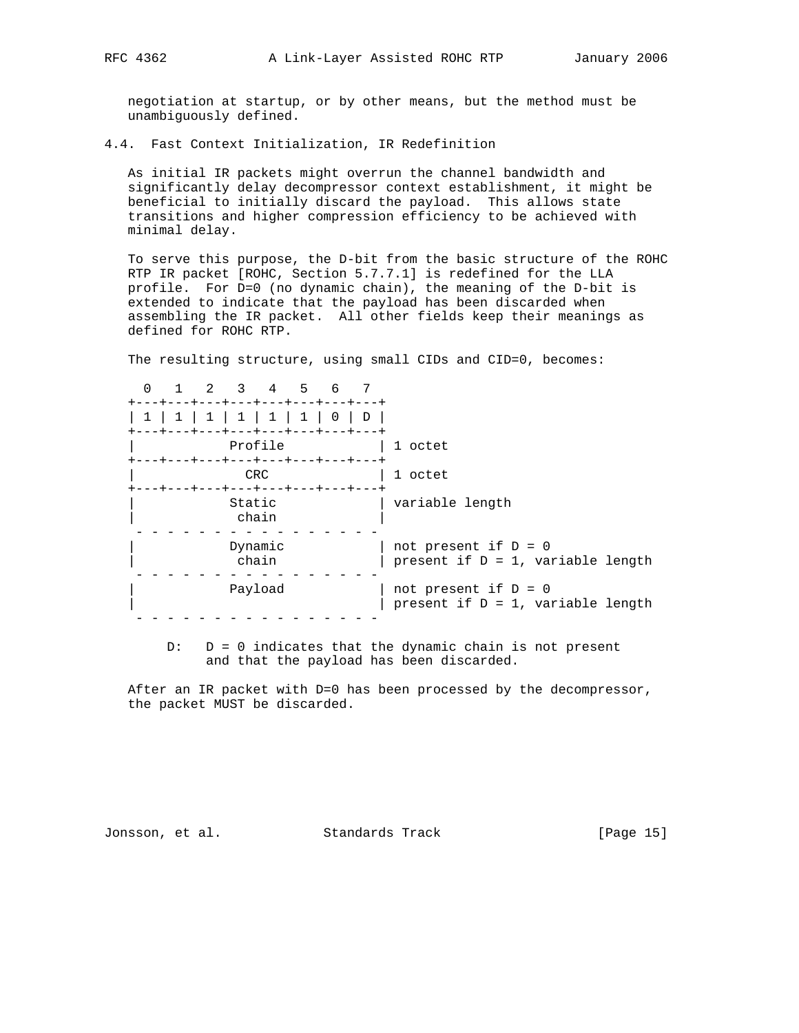negotiation at startup, or by other means, but the method must be unambiguously defined.

### 4.4. Fast Context Initialization, IR Redefinition

As initial IR packets might overrun the channel bandwidth and significantly delay decompressor context establishment, it might be beneficial to initially discard the payload. This allows state transitions and higher compression efficiency to be achieved with minimal delay.

To serve this purpose, the D-bit from the basic structure of the ROHC RTP IR packet [ROHC, Section 5.7.7.1] is redefined for the LLA profile. For D=0 (no dynamic chain), the meaning of the D-bit is extended to indicate that the payload has been discarded when assembling the IR packet. All other fields keep their meanings as defined for ROHC RTP.

The resulting structure, using small CIDs and CID=0, becomes:

```
  0   1   2   3   4   5   6   7
+---+---+---+---+---+---+---+---+
| 1 | 1 | 1 | 1 | 1 | 1 | 0 | D |
+---+---+---+---+---+---+---+---+
|           Profile             | 1 octet
+---+---+---+---+---+---+---+---+
|             CRC               | 1 octet
+---+---+---+---+---+---+---+---+
|           Static              | variable length
|            chain              |
 - - - - - - - - - - - - - - - -
|           Dynamic             | not present if D = 0
|            chain              | present if D = 1, variable length
 - - - - - - - - - - - - - - - -
|           Payload             | not present if D = 0
|                               | present if D = 1, variable length
 - - - - - - - - - - - - - - - -
```

D: D = 0 indicates that the dynamic chain is not present and that the payload has been discarded.

After an IR packet with D=0 has been processed by the decompressor, the packet MUST be discarded.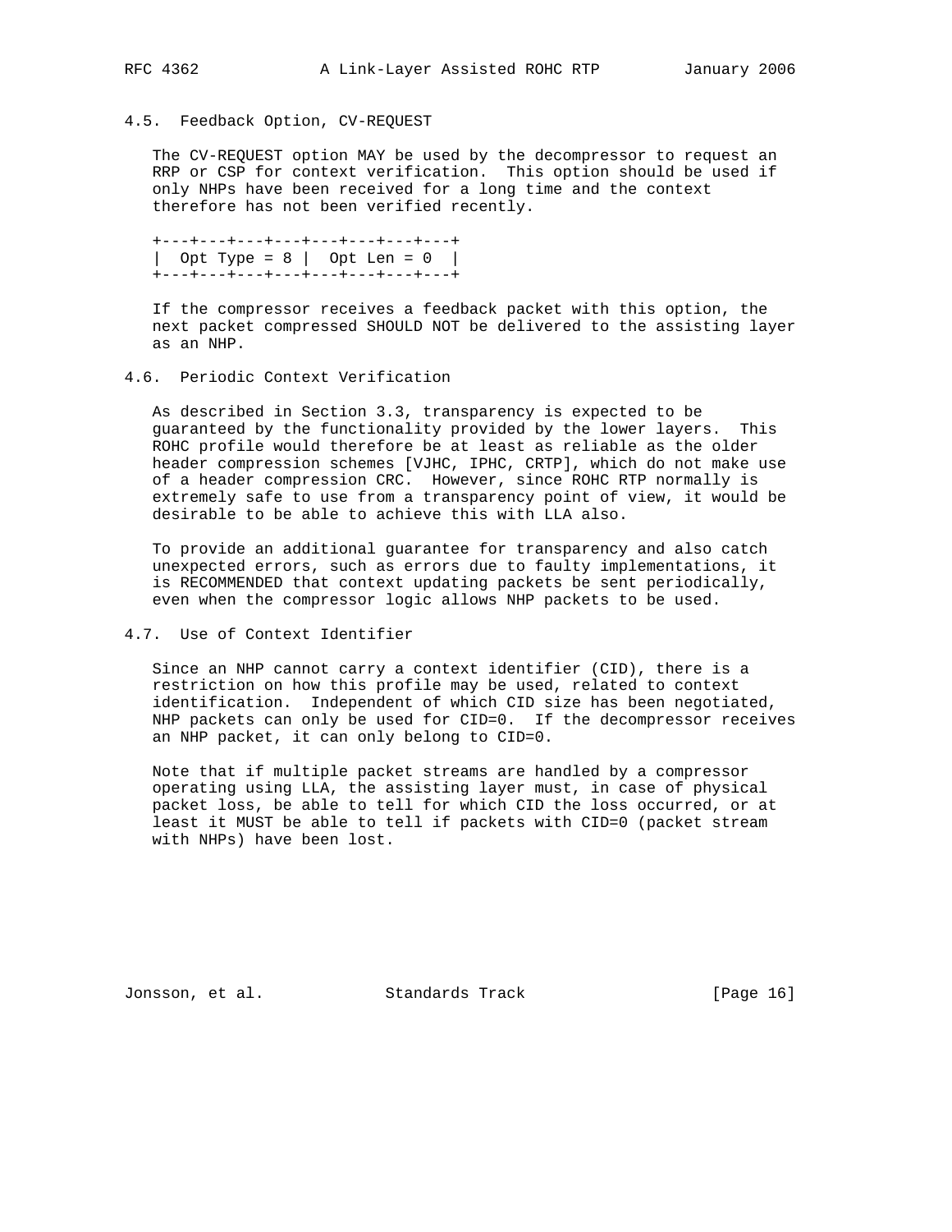### 4.5. Feedback Option, CV-REQUEST

The CV-REQUEST option MAY be used by the decompressor to request an RRP or CSP for context verification. This option should be used if only NHPs have been received for a long time and the context therefore has not been verified recently.

```
+---+---+---+---+---+---+---+---+
|  Opt Type = 8 |  Opt Len = 0  |
+---+---+---+---+---+---+---+---+
```

If the compressor receives a feedback packet with this option, the next packet compressed SHOULD NOT be delivered to the assisting layer as an NHP.

### 4.6. Periodic Context Verification

As described in Section 3.3, transparency is expected to be guaranteed by the functionality provided by the lower layers. This ROHC profile would therefore be at least as reliable as the older header compression schemes [VJHC, IPHC, CRTP], which do not make use of a header compression CRC. However, since ROHC RTP normally is extremely safe to use from a transparency point of view, it would be desirable to be able to achieve this with LLA also.

To provide an additional guarantee for transparency and also catch unexpected errors, such as errors due to faulty implementations, it is RECOMMENDED that context updating packets be sent periodically, even when the compressor logic allows NHP packets to be used.

### 4.7. Use of Context Identifier

Since an NHP cannot carry a context identifier (CID), there is a restriction on how this profile may be used, related to context identification. Independent of which CID size has been negotiated, NHP packets can only be used for CID=0. If the decompressor receives an NHP packet, it can only belong to CID=0.

Note that if multiple packet streams are handled by a compressor operating using LLA, the assisting layer must, in case of physical packet loss, be able to tell for which CID the loss occurred, or at least it MUST be able to tell if packets with CID=0 (packet stream with NHPs) have been lost.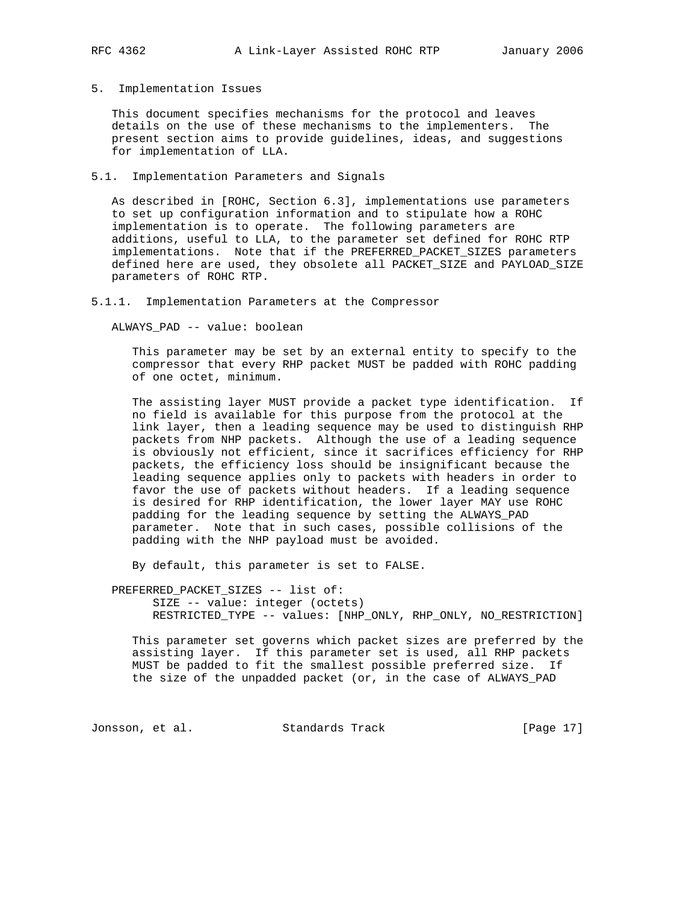## 5. Implementation Issues

This document specifies mechanisms for the protocol and leaves details on the use of these mechanisms to the implementers. The present section aims to provide guidelines, ideas, and suggestions for implementation of LLA.

### 5.1. Implementation Parameters and Signals

As described in [ROHC, Section 6.3], implementations use parameters to set up configuration information and to stipulate how a ROHC implementation is to operate. The following parameters are additions, useful to LLA, to the parameter set defined for ROHC RTP implementations. Note that if the PREFERRED_PACKET_SIZES parameters defined here are used, they obsolete all PACKET_SIZE and PAYLOAD_SIZE parameters of ROHC RTP.

#### 5.1.1. Implementation Parameters at the Compressor

ALWAYS_PAD -- value: boolean

This parameter may be set by an external entity to specify to the compressor that every RHP packet MUST be padded with ROHC padding of one octet, minimum.

The assisting layer MUST provide a packet type identification. If no field is available for this purpose from the protocol at the link layer, then a leading sequence may be used to distinguish RHP packets from NHP packets. Although the use of a leading sequence is obviously not efficient, since it sacrifices efficiency for RHP packets, the efficiency loss should be insignificant because the leading sequence applies only to packets with headers in order to favor the use of packets without headers. If a leading sequence is desired for RHP identification, the lower layer MAY use ROHC padding for the leading sequence by setting the ALWAYS_PAD parameter. Note that in such cases, possible collisions of the padding with the NHP payload must be avoided.

By default, this parameter is set to FALSE.

PREFERRED_PACKET_SIZES -- list of:
- SIZE -- value: integer (octets)
- RESTRICTED_TYPE -- values: [NHP_ONLY, RHP_ONLY, NO_RESTRICTION]

This parameter set governs which packet sizes are preferred by the assisting layer. If this parameter set is used, all RHP packets MUST be padded to fit the smallest possible preferred size. If the size of the unpadded packet (or, in the case of ALWAYS_PAD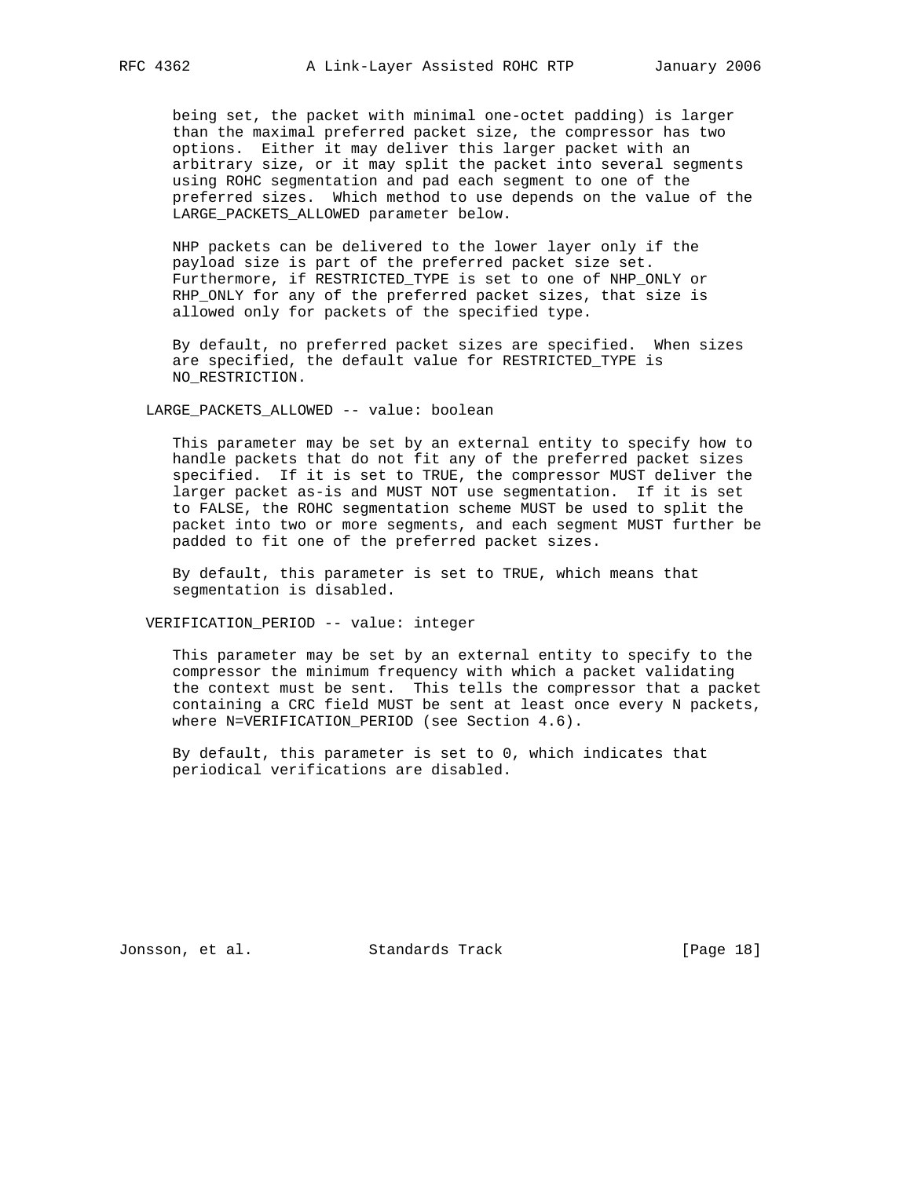being set, the packet with minimal one-octet padding) is larger than the maximal preferred packet size, the compressor has two options. Either it may deliver this larger packet with an arbitrary size, or it may split the packet into several segments using ROHC segmentation and pad each segment to one of the preferred sizes. Which method to use depends on the value of the LARGE_PACKETS_ALLOWED parameter below.

NHP packets can be delivered to the lower layer only if the payload size is part of the preferred packet size set. Furthermore, if RESTRICTED_TYPE is set to one of NHP_ONLY or RHP_ONLY for any of the preferred packet sizes, that size is allowed only for packets of the specified type.

By default, no preferred packet sizes are specified. When sizes are specified, the default value for RESTRICTED_TYPE is NO_RESTRICTION.

LARGE_PACKETS_ALLOWED -- value: boolean

This parameter may be set by an external entity to specify how to handle packets that do not fit any of the preferred packet sizes specified. If it is set to TRUE, the compressor MUST deliver the larger packet as-is and MUST NOT use segmentation. If it is set to FALSE, the ROHC segmentation scheme MUST be used to split the packet into two or more segments, and each segment MUST further be padded to fit one of the preferred packet sizes.

By default, this parameter is set to TRUE, which means that segmentation is disabled.

VERIFICATION_PERIOD -- value: integer

This parameter may be set by an external entity to specify to the compressor the minimum frequency with which a packet validating the context must be sent. This tells the compressor that a packet containing a CRC field MUST be sent at least once every N packets, where N=VERIFICATION_PERIOD (see Section 4.6).

By default, this parameter is set to 0, which indicates that periodical verifications are disabled.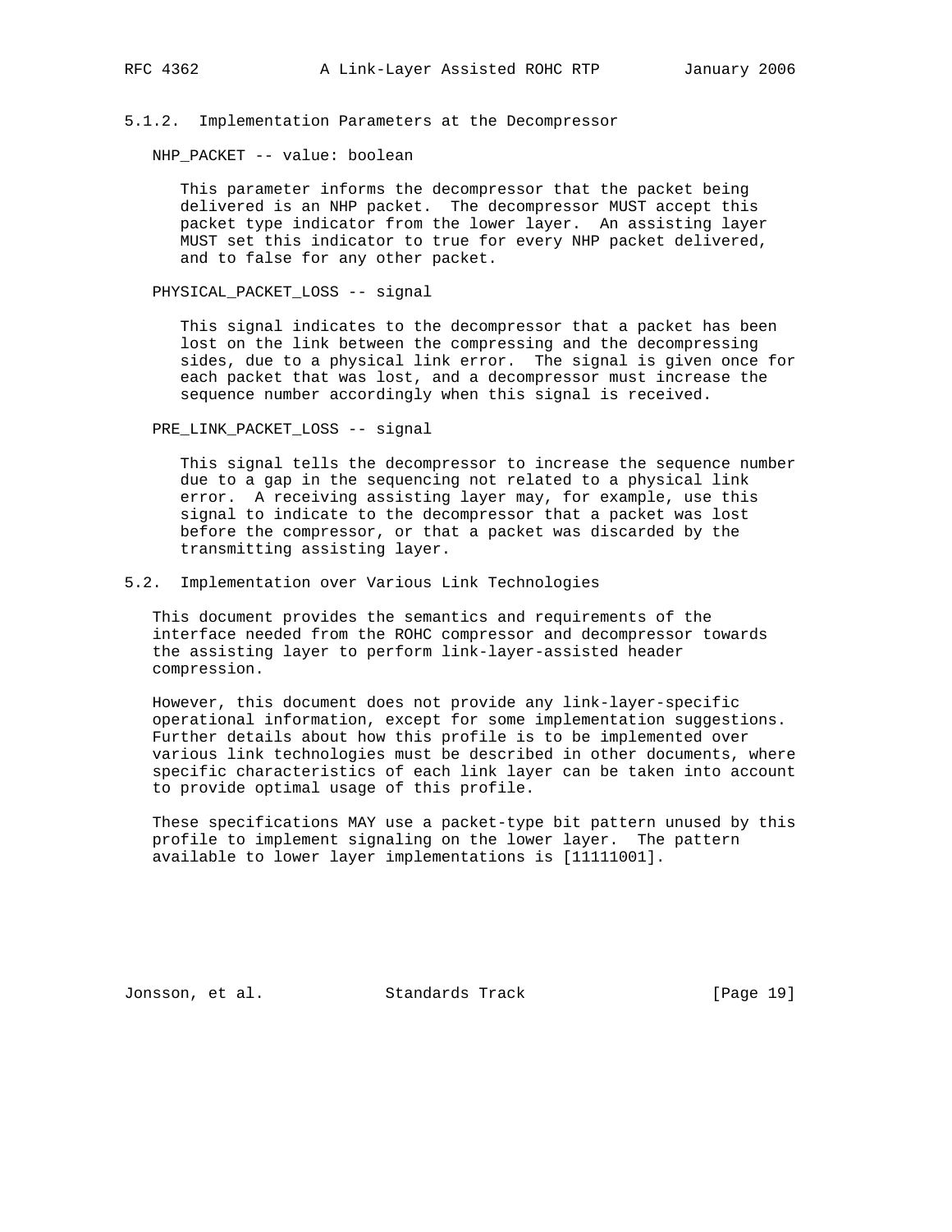### 5.1.2. Implementation Parameters at the Decompressor

NHP_PACKET -- value: boolean

This parameter informs the decompressor that the packet being delivered is an NHP packet. The decompressor MUST accept this packet type indicator from the lower layer. An assisting layer MUST set this indicator to true for every NHP packet delivered, and to false for any other packet.

PHYSICAL_PACKET_LOSS -- signal

This signal indicates to the decompressor that a packet has been lost on the link between the compressing and the decompressing sides, due to a physical link error. The signal is given once for each packet that was lost, and a decompressor must increase the sequence number accordingly when this signal is received.

PRE_LINK_PACKET_LOSS -- signal

This signal tells the decompressor to increase the sequence number due to a gap in the sequencing not related to a physical link error. A receiving assisting layer may, for example, use this signal to indicate to the decompressor that a packet was lost before the compressor, or that a packet was discarded by the transmitting assisting layer.

## 5.2. Implementation over Various Link Technologies

This document provides the semantics and requirements of the interface needed from the ROHC compressor and decompressor towards the assisting layer to perform link-layer-assisted header compression.

However, this document does not provide any link-layer-specific operational information, except for some implementation suggestions. Further details about how this profile is to be implemented over various link technologies must be described in other documents, where specific characteristics of each link layer can be taken into account to provide optimal usage of this profile.

These specifications MAY use a packet-type bit pattern unused by this profile to implement signaling on the lower layer. The pattern available to lower layer implementations is [11111001].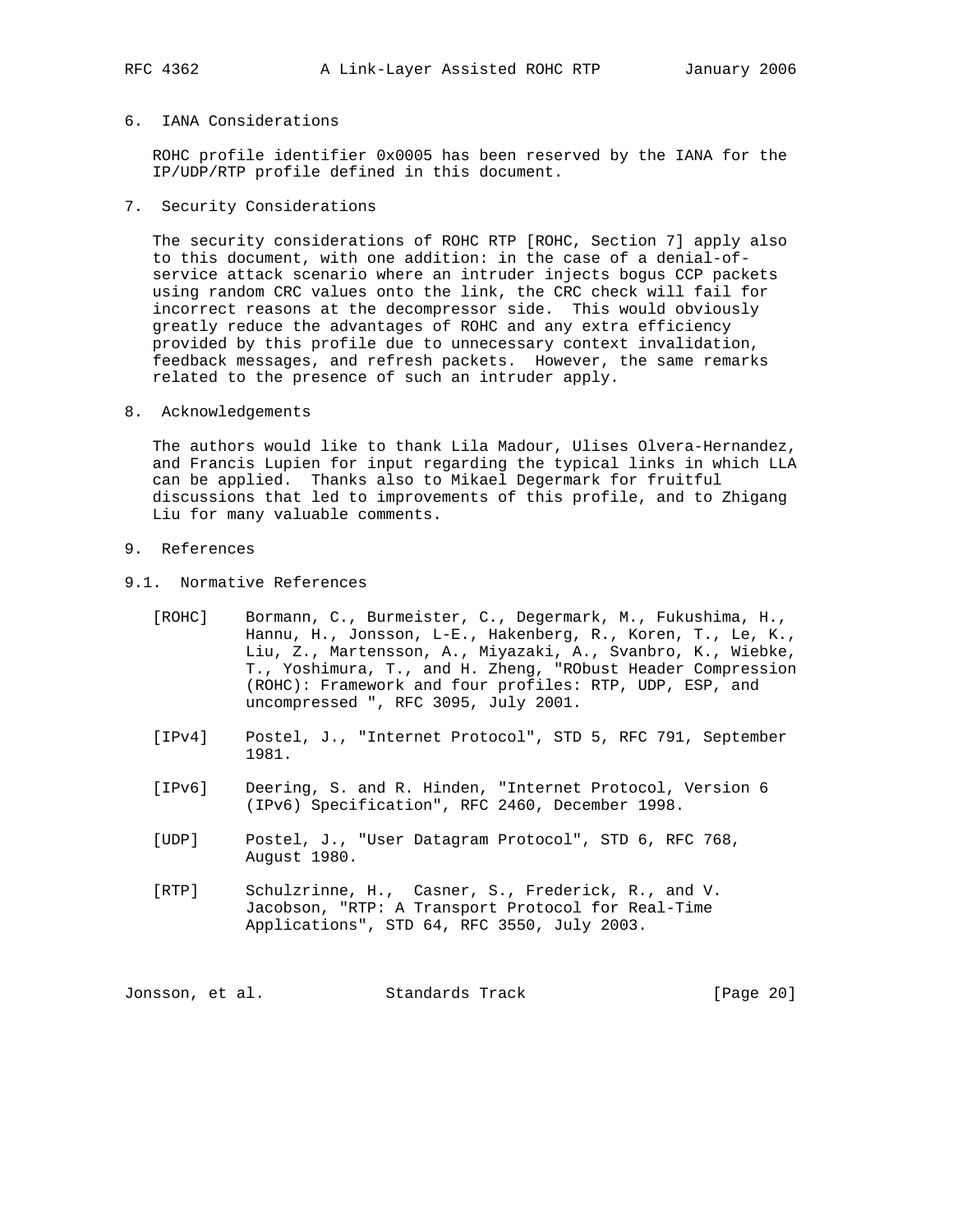## 6. IANA Considerations

ROHC profile identifier 0x0005 has been reserved by the IANA for the IP/UDP/RTP profile defined in this document.

## 7. Security Considerations

The security considerations of ROHC RTP [ROHC, Section 7] apply also to this document, with one addition: in the case of a denial-of-service attack scenario where an intruder injects bogus CCP packets using random CRC values onto the link, the CRC check will fail for incorrect reasons at the decompressor side. This would obviously greatly reduce the advantages of ROHC and any extra efficiency provided by this profile due to unnecessary context invalidation, feedback messages, and refresh packets. However, the same remarks related to the presence of such an intruder apply.

## 8. Acknowledgements

The authors would like to thank Lila Madour, Ulises Olvera-Hernandez, and Francis Lupien for input regarding the typical links in which LLA can be applied. Thanks also to Mikael Degermark for fruitful discussions that led to improvements of this profile, and to Zhigang Liu for many valuable comments.

## 9. References

### 9.1. Normative References

[ROHC] Bormann, C., Burmeister, C., Degermark, M., Fukushima, H., Hannu, H., Jonsson, L-E., Hakenberg, R., Koren, T., Le, K., Liu, Z., Martensson, A., Miyazaki, A., Svanbro, K., Wiebke, T., Yoshimura, T., and H. Zheng, "RObust Header Compression (ROHC): Framework and four profiles: RTP, UDP, ESP, and uncompressed ", RFC 3095, July 2001.

[IPv4] Postel, J., "Internet Protocol", STD 5, RFC 791, September 1981.

[IPv6] Deering, S. and R. Hinden, "Internet Protocol, Version 6 (IPv6) Specification", RFC 2460, December 1998.

[UDP] Postel, J., "User Datagram Protocol", STD 6, RFC 768, August 1980.

[RTP] Schulzrinne, H., Casner, S., Frederick, R., and V. Jacobson, "RTP: A Transport Protocol for Real-Time Applications", STD 64, RFC 3550, July 2003.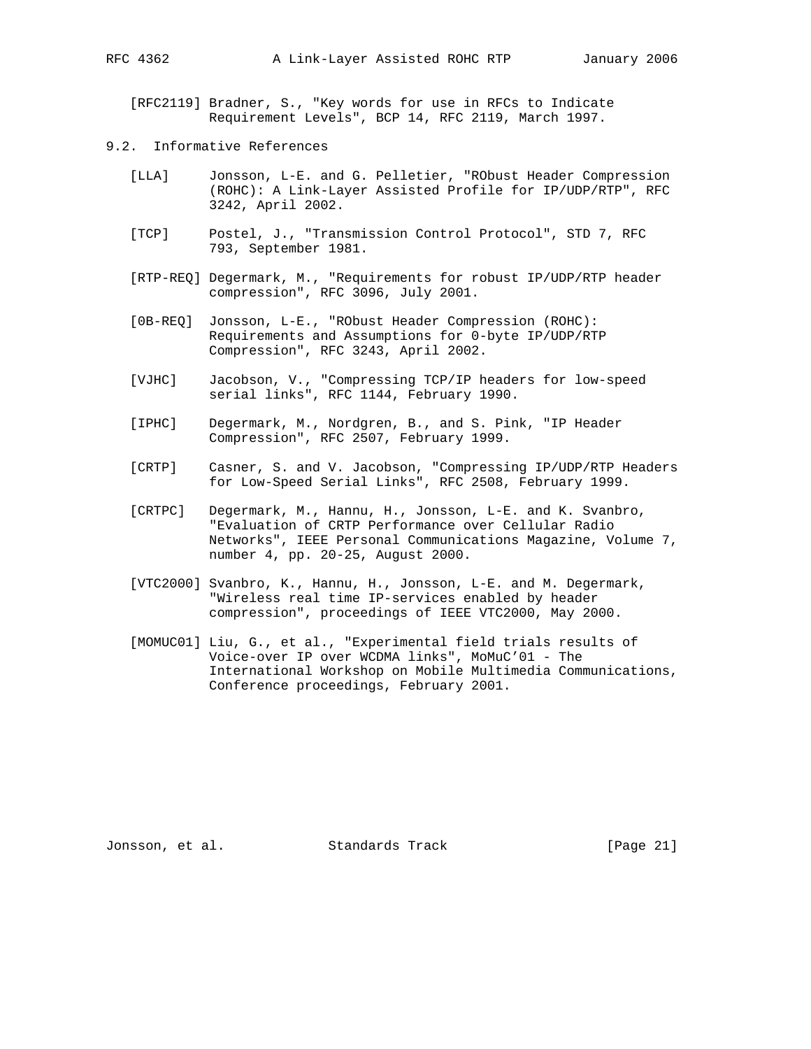[RFC2119] Bradner, S., "Key words for use in RFCs to Indicate Requirement Levels", BCP 14, RFC 2119, March 1997.

## 9.2. Informative References

[LLA] Jonsson, L-E. and G. Pelletier, "RObust Header Compression (ROHC): A Link-Layer Assisted Profile for IP/UDP/RTP", RFC 3242, April 2002.

[TCP] Postel, J., "Transmission Control Protocol", STD 7, RFC 793, September 1981.

[RTP-REQ] Degermark, M., "Requirements for robust IP/UDP/RTP header compression", RFC 3096, July 2001.

[0B-REQ] Jonsson, L-E., "RObust Header Compression (ROHC): Requirements and Assumptions for 0-byte IP/UDP/RTP Compression", RFC 3243, April 2002.

[VJHC] Jacobson, V., "Compressing TCP/IP headers for low-speed serial links", RFC 1144, February 1990.

[IPHC] Degermark, M., Nordgren, B., and S. Pink, "IP Header Compression", RFC 2507, February 1999.

[CRTP] Casner, S. and V. Jacobson, "Compressing IP/UDP/RTP Headers for Low-Speed Serial Links", RFC 2508, February 1999.

[CRTPC] Degermark, M., Hannu, H., Jonsson, L-E. and K. Svanbro, "Evaluation of CRTP Performance over Cellular Radio Networks", IEEE Personal Communications Magazine, Volume 7, number 4, pp. 20-25, August 2000.

[VTC2000] Svanbro, K., Hannu, H., Jonsson, L-E. and M. Degermark, "Wireless real time IP-services enabled by header compression", proceedings of IEEE VTC2000, May 2000.

[MOMUC01] Liu, G., et al., "Experimental field trials results of Voice-over IP over WCDMA links", MoMuC'01 - The International Workshop on Mobile Multimedia Communications, Conference proceedings, February 2001.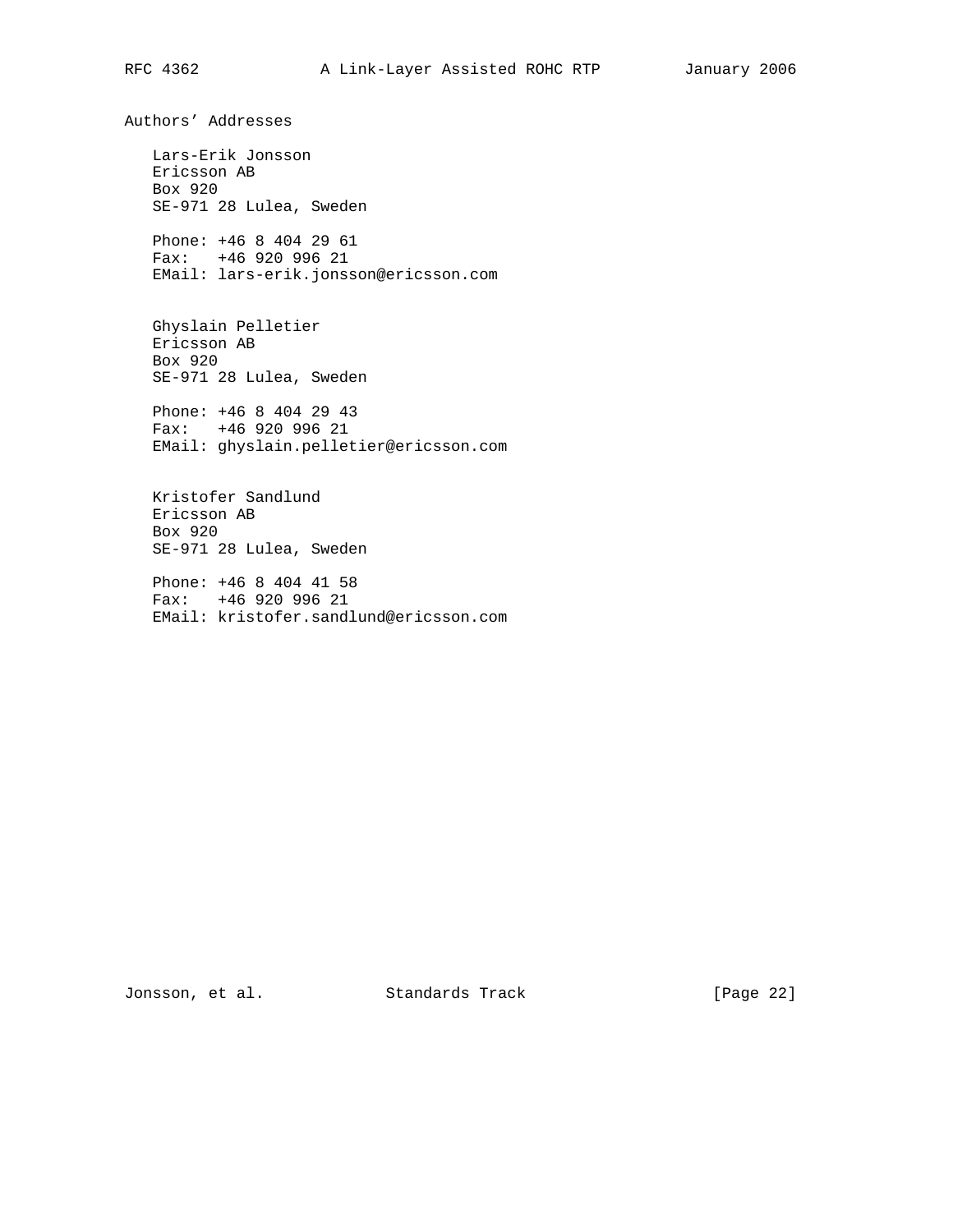# Authors' Addresses

Lars-Erik Jonsson
Ericsson AB
Box 920
SE-971 28 Lulea, Sweden

Phone: +46 8 404 29 61
Fax: +46 920 996 21
EMail: lars-erik.jonsson@ericsson.com

Ghyslain Pelletier
Ericsson AB
Box 920
SE-971 28 Lulea, Sweden

Phone: +46 8 404 29 43
Fax: +46 920 996 21
EMail: ghyslain.pelletier@ericsson.com

Kristofer Sandlund
Ericsson AB
Box 920
SE-971 28 Lulea, Sweden

Phone: +46 8 404 41 58
Fax: +46 920 996 21
EMail: kristofer.sandlund@ericsson.com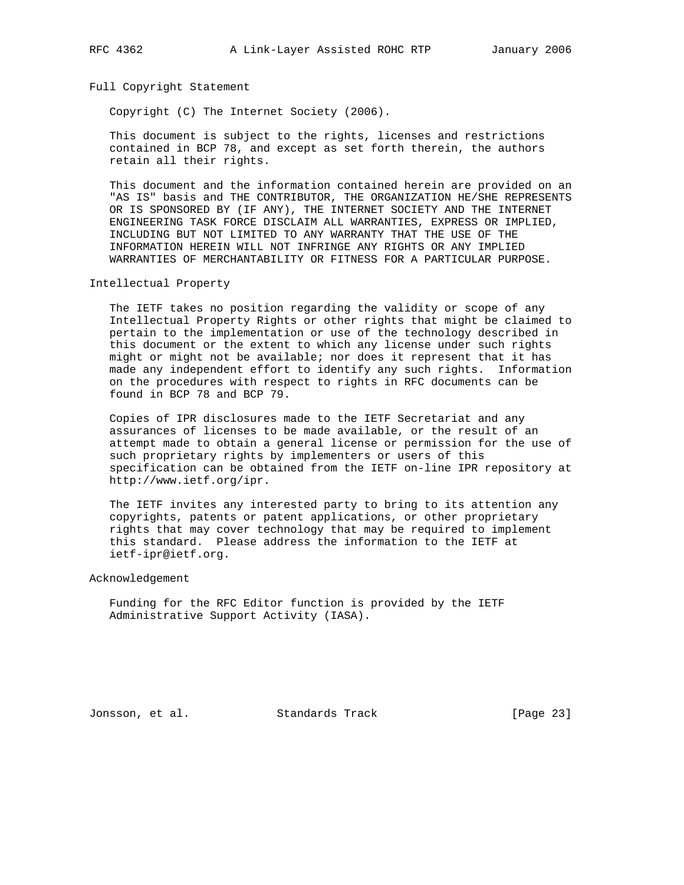## Full Copyright Statement

Copyright (C) The Internet Society (2006).

This document is subject to the rights, licenses and restrictions contained in BCP 78, and except as set forth therein, the authors retain all their rights.

This document and the information contained herein are provided on an "AS IS" basis and THE CONTRIBUTOR, THE ORGANIZATION HE/SHE REPRESENTS OR IS SPONSORED BY (IF ANY), THE INTERNET SOCIETY AND THE INTERNET ENGINEERING TASK FORCE DISCLAIM ALL WARRANTIES, EXPRESS OR IMPLIED, INCLUDING BUT NOT LIMITED TO ANY WARRANTY THAT THE USE OF THE INFORMATION HEREIN WILL NOT INFRINGE ANY RIGHTS OR ANY IMPLIED WARRANTIES OF MERCHANTABILITY OR FITNESS FOR A PARTICULAR PURPOSE.

## Intellectual Property

The IETF takes no position regarding the validity or scope of any Intellectual Property Rights or other rights that might be claimed to pertain to the implementation or use of the technology described in this document or the extent to which any license under such rights might or might not be available; nor does it represent that it has made any independent effort to identify any such rights. Information on the procedures with respect to rights in RFC documents can be found in BCP 78 and BCP 79.

Copies of IPR disclosures made to the IETF Secretariat and any assurances of licenses to be made available, or the result of an attempt made to obtain a general license or permission for the use of such proprietary rights by implementers or users of this specification can be obtained from the IETF on-line IPR repository at http://www.ietf.org/ipr.

The IETF invites any interested party to bring to its attention any copyrights, patents or patent applications, or other proprietary rights that may cover technology that may be required to implement this standard. Please address the information to the IETF at ietf-ipr@ietf.org.

## Acknowledgement

Funding for the RFC Editor function is provided by the IETF Administrative Support Activity (IASA).